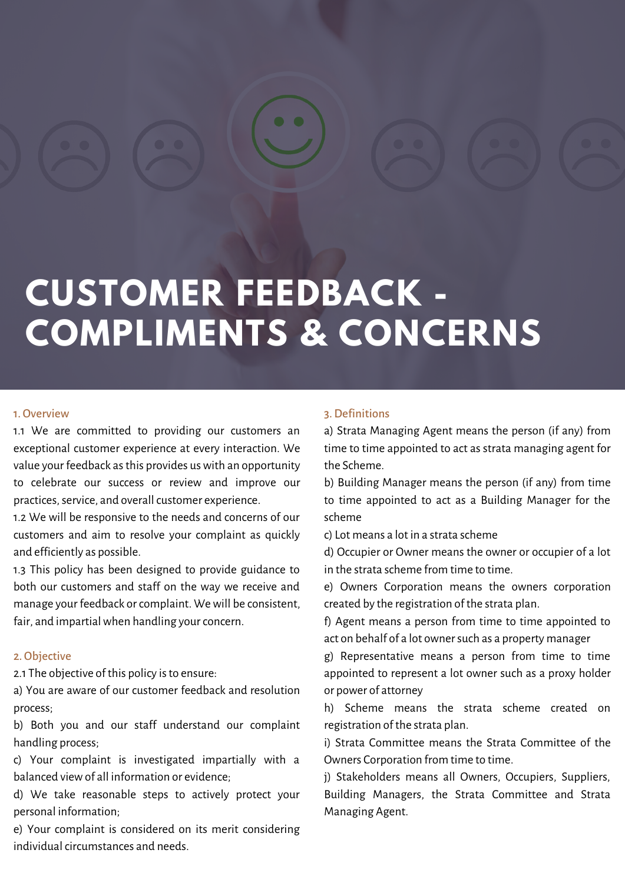# CUSTOMER FEEDBACK - COMPLIMENTS & CONCERNS

## 1. Overview

1.1 We are committed to providing our customers an exceptional customer experience at every interaction. We value your feedback as this provides us with an opportunity to celebrate our success or review and improve our practices, service, and overall customer experience.

1.2 We will be responsive to the needs and concerns of our customers and aim to resolve your complaint as quickly and efficiently as possible.

1.3 This policy has been designed to provide guidance to both our customers and staff on the way we receive and manage your feedback or complaint. We will be consistent, fair, and impartial when handling your concern.

## 2. Objective

2.1 The objective of this policy is to ensure:

a) You are aware of our customer feedback and resolution process;

b) Both you and our staff understand our complaint handling process;

c) Your complaint is investigated impartially with a balanced view of all information or evidence;

d) We take reasonable steps to actively protect your personal information;

e) Your complaint is considered on its merit considering individual circumstances and needs.

## 3. Definitions

a) Strata Managing Agent means the person (if any) from time to time appointed to act as strata managing agent for the Scheme.

b) Building Manager means the person (if any) from time to time appointed to act as a Building Manager for the scheme

c) Lot means a lot in a strata scheme

d) Occupier or Owner means the owner or occupier of a lot in the strata scheme from time to time.

e) Owners Corporation means the owners corporation created by the registration of the strata plan.

f) Agent means a person from time to time appointed to act on behalf of a lot owner such as a property manager

g) Representative means a person from time to time appointed to represent a lot owner such as a proxy holder or power of attorney

h) Scheme means the strata scheme created on registration of the strata plan.

i) Strata Committee means the Strata Committee of the Owners Corporation from time to time.

j) Stakeholders means all Owners, Occupiers, Suppliers, Building Managers, the Strata Committee and Strata Managing Agent.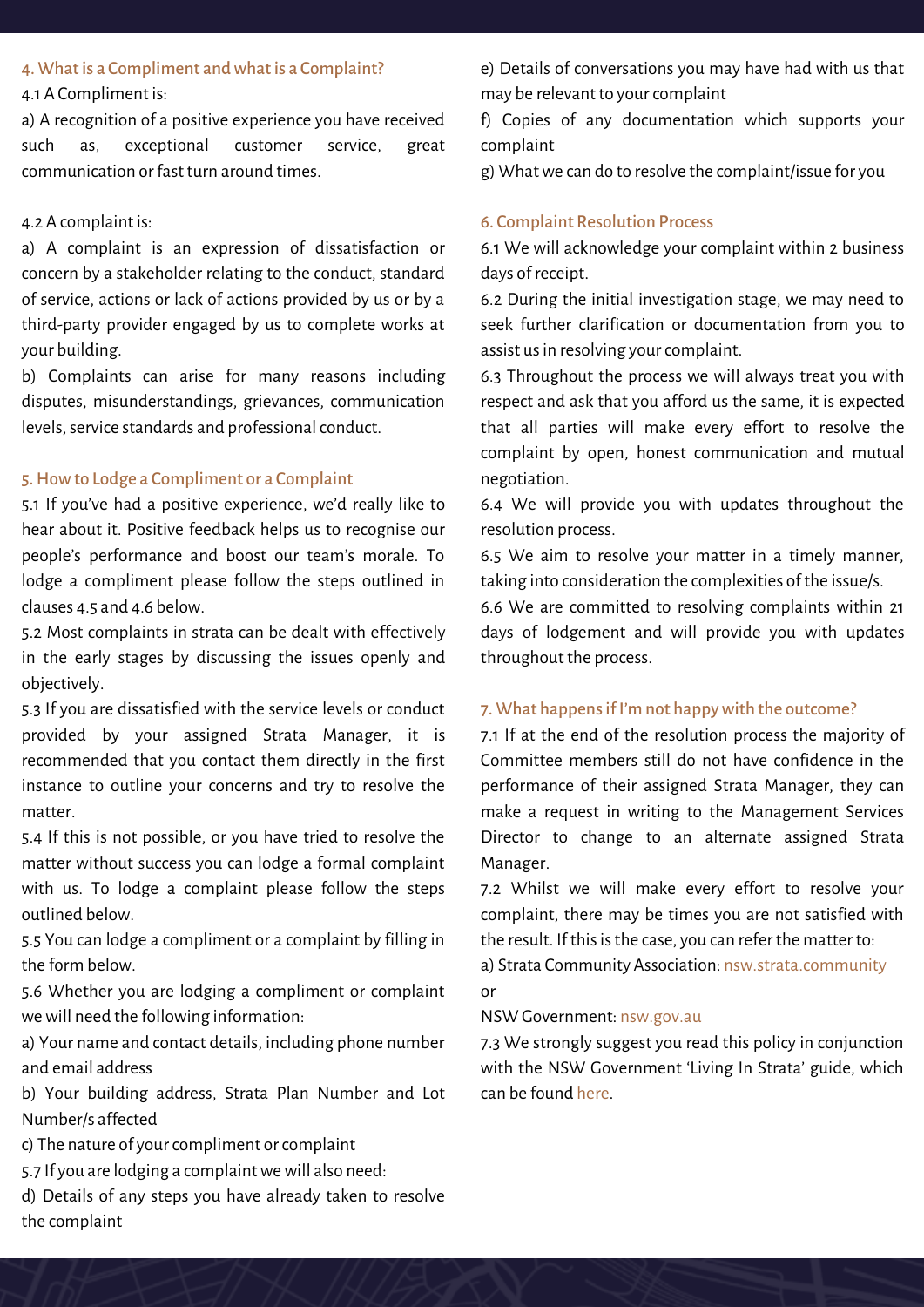## 4. What is a Compliment and what is a Complaint?

4.1 A Compliment is:

a) A recognition of a positive experience you have received such as, exceptional customer service, great communication or fast turn around times.

4.2 A complaint is:

a) A complaint is an expression of dissatisfaction or concern by a stakeholder relating to the conduct, standard of service, actions or lack of actions provided by us or by a third-party provider engaged by us to complete works at your building.

b) Complaints can arise for many reasons including disputes, misunderstandings, grievances, communication levels, service standards and professional conduct.

## 5. How to Lodge a Compliment or a Complaint

5.1 If you've had a positive experience, we'd really like to hear about it. Positive feedback helps us to recognise our people's performance and boost our team's morale. To lodge a compliment please follow the steps outlined in clauses 4.5 and 4.6 below.

5.2 Most complaints in strata can be dealt with effectively in the early stages by discussing the issues openly and objectively.

5.3 If you are dissatisfied with the service levels or conduct provided by your assigned Strata Manager, it is recommended that you contact them directly in the first instance to outline your concerns and try to resolve the matter.

5.4 If this is not possible, or you have tried to resolve the matter without success you can lodge a formal complaint with us. To lodge a complaint please follow the steps outlined below.

5.5 You can lodge a compliment or a complaint by filling in the form below.

5.6 Whether you are lodging a compliment or complaint we will need the following information:

a) Your name and contact details, including phone number and email address

b) Your building address, Strata Plan Number and Lot Number/s affected

c) The nature of your compliment or complaint

5.7 If you are lodging a complaint we will also need:

d) Details of any steps you have already taken to resolve the complaint

e) Details of conversations you may have had with us that may be relevant to your complaint

f) Copies of any documentation which supports your complaint

g) What we can do to resolve the complaint/issue for you

## 6. Complaint Resolution Process

6.1 We will acknowledge your complaint within 2 business days of receipt.

6.2 During the initial investigation stage, we may need to seek further clarification or documentation from you to assist us in resolving your complaint.

6.3 Throughout the process we will always treat you with respect and ask that you afford us the same, it is expected that all parties will make every effort to resolve the complaint by open, honest communication and mutual negotiation.

6.4 We will provide you with updates throughout the resolution process.

6.5 We aim to resolve your matter in a timely manner, taking into consideration the complexities of the issue/s.

6.6 We are committed to resolving complaints within 21 days of lodgement and will provide you with updates throughout the process.

## 7. What happens if I'm not happy with the outcome?

7.1 If at the end of the resolution process the majority of Committee members still do not have confidence in the performance of their assigned Strata Manager, they can make a request in writing to the Management Services Director to change to an alternate assigned Strata Manager.

7.2 Whilst we will make every effort to resolve your complaint, there may be times you are not satisfied with the result. If this is the case, you can refer the matter to:

a) Strata Community Association: nsw.strata.community or

NSW Government: nsw.gov.au

7.3 We strongly suggest you read this policy in conjunction with the NSW Government 'Living In Strata' guide, which can be found here.